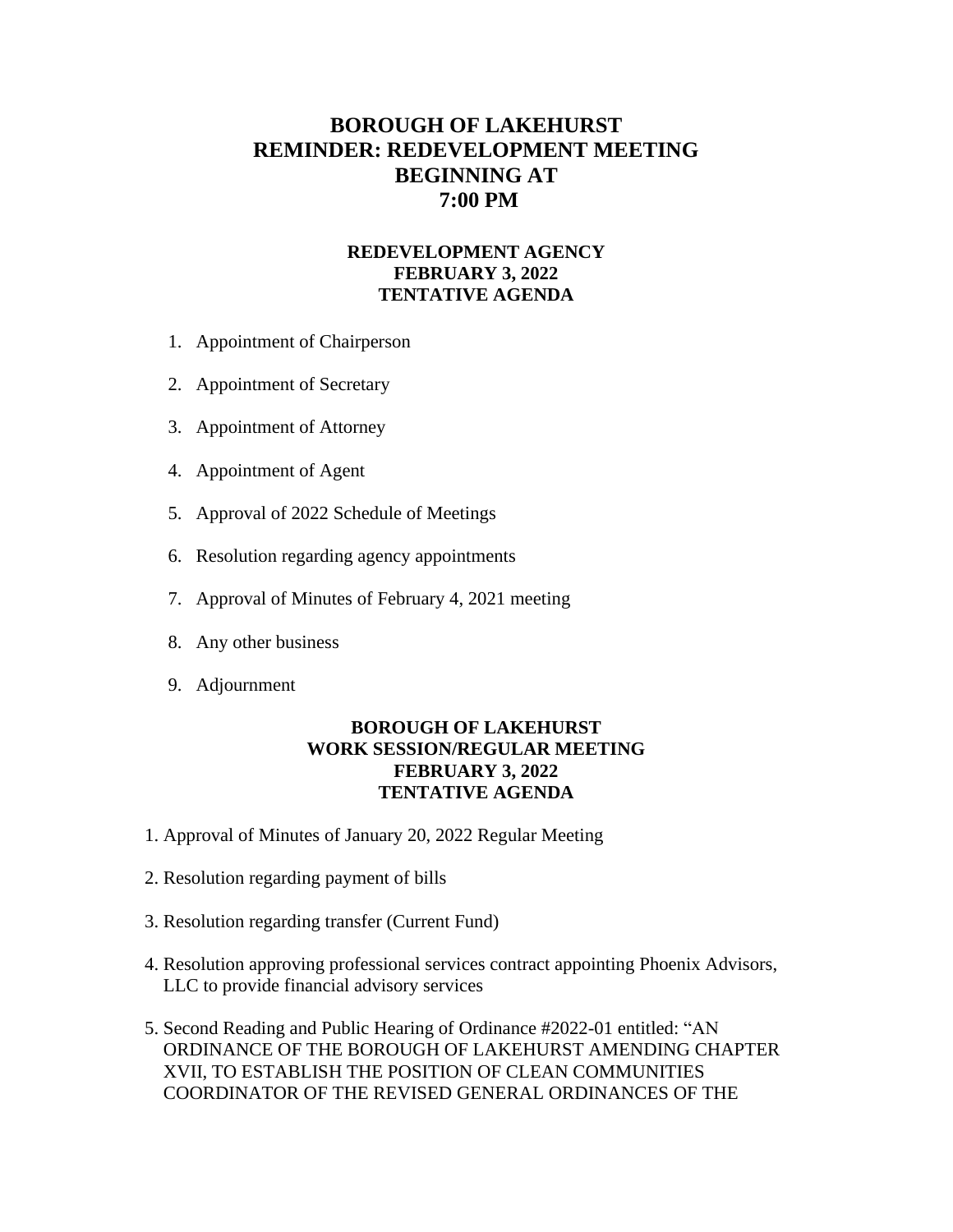# BOROUGH OF LAKEHURST
# REMINDER: REDEVELOPMENT MEETING
# BEGINNING AT
# 7:00 PM

## REDEVELOPMENT AGENCY
## FEBRUARY 3, 2022
## TENTATIVE AGENDA

1. Appointment of Chairperson
2. Appointment of Secretary
3. Appointment of Attorney
4. Appointment of Agent
5. Approval of 2022 Schedule of Meetings
6. Resolution regarding agency appointments
7. Approval of Minutes of February 4, 2021 meeting
8. Any other business
9. Adjournment

## BOROUGH OF LAKEHURST
## WORK SESSION/REGULAR MEETING
## FEBRUARY 3, 2022
## TENTATIVE AGENDA

1. Approval of Minutes of January 20, 2022 Regular Meeting
2. Resolution regarding payment of bills
3. Resolution regarding transfer (Current Fund)
4. Resolution approving professional services contract appointing Phoenix Advisors, LLC to provide financial advisory services
5. Second Reading and Public Hearing of Ordinance #2022-01 entitled: "AN ORDINANCE OF THE BOROUGH OF LAKEHURST AMENDING CHAPTER XVII, TO ESTABLISH THE POSITION OF CLEAN COMMUNITIES COORDINATOR OF THE REVISED GENERAL ORDINANCES OF THE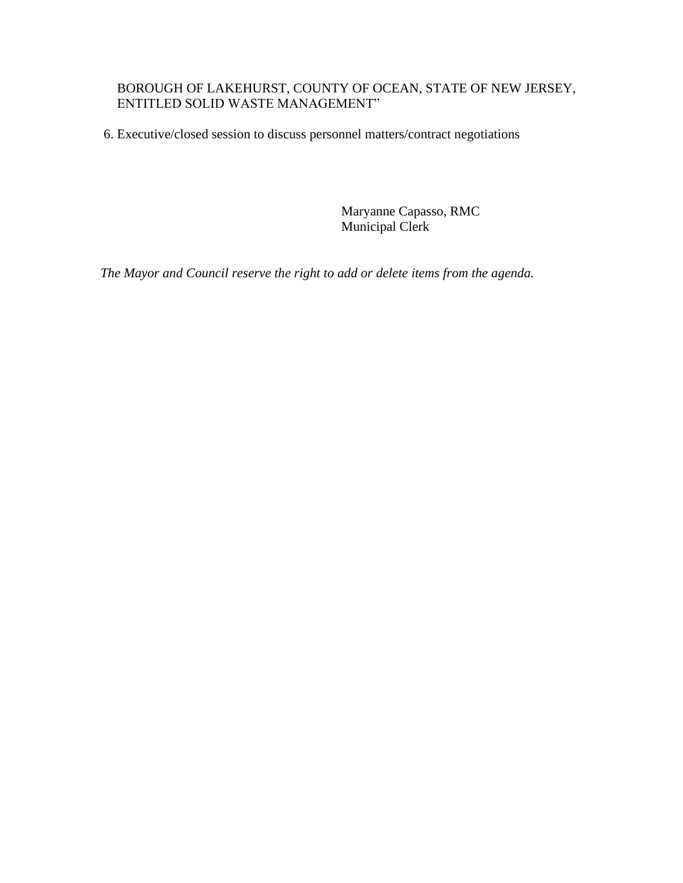BOROUGH OF LAKEHURST, COUNTY OF OCEAN, STATE OF NEW JERSEY, ENTITLED SOLID WASTE MANAGEMENT”

6. Executive/closed session to discuss personnel matters/contract negotiations

Maryanne Capasso, RMC
Municipal Clerk

*The Mayor and Council reserve the right to add or delete items from the agenda.*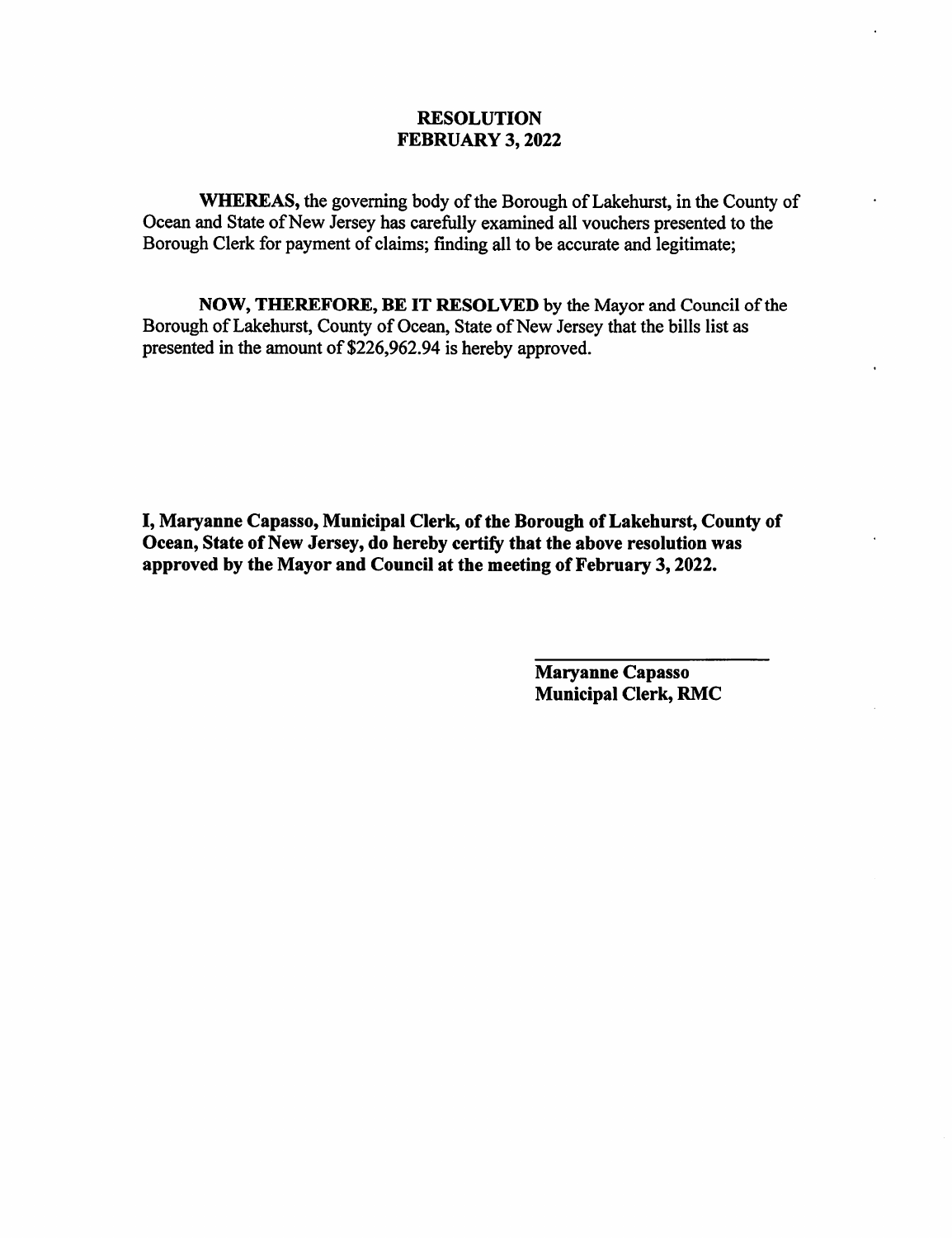# RESOLUTION
# FEBRUARY 3, 2022

**WHEREAS,** the governing body of the Borough of Lakehurst, in the County of Ocean and State of New Jersey has carefully examined all vouchers presented to the Borough Clerk for payment of claims; finding all to be accurate and legitimate;

**NOW, THEREFORE, BE IT RESOLVED** by the Mayor and Council of the Borough of Lakehurst, County of Ocean, State of New Jersey that the bills list as presented in the amount of $226,962.94 is hereby approved.

**I, Maryanne Capasso, Municipal Clerk, of the Borough of Lakehurst, County of Ocean, State of New Jersey, do hereby certify that the above resolution was approved by the Mayor and Council at the meeting of February 3, 2022.**

**Maryanne Capasso**
**Municipal Clerk, RMC**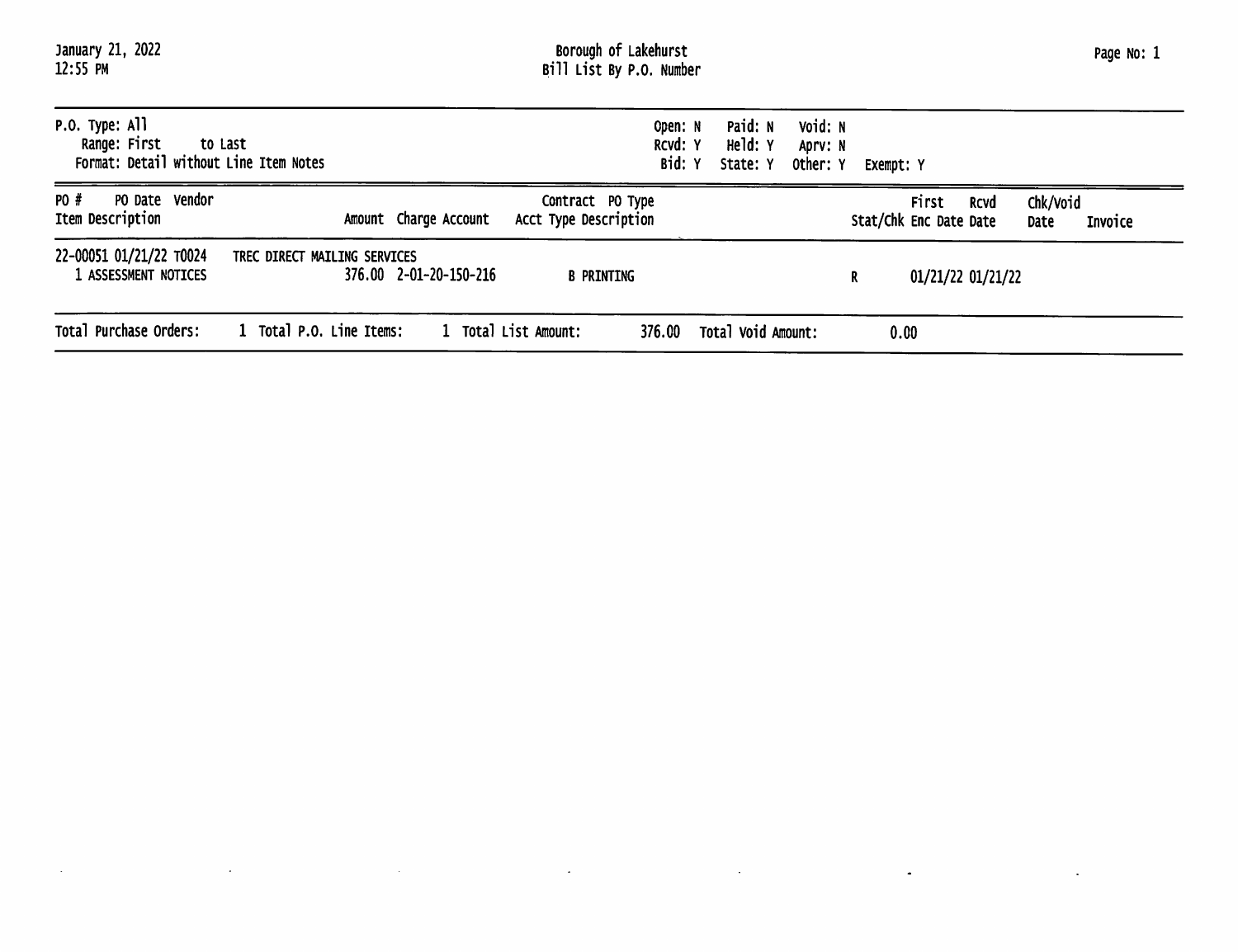January 21, 2022
12:55 PM

Borough of Lakehurst
Bill List By P.O. Number

P.O. Type: All
Range: First to Last
Format: Detail without Line Item Notes

Open: N Paid: N Void: N
Rcvd: Y Held: Y Aprv: N
Bid: Y State: Y Other: Y Exempt: Y

| PO # PO Date Vendor / Item Description | Amount | Charge Account | Contract PO Type / Acct Type Description | Stat/Chk | First Enc Date | Rcvd Date | Chk/Void Date | Invoice |
|---|---|---|---|---|---|---|---|---|
| 22-00051 01/21/22 T0024 TREC DIRECT MAILING SERVICES | | | | | | | | |
| 1 ASSESSMENT NOTICES | 376.00 | 2-01-20-150-216 | B PRINTING | R | 01/21/22 | 01/21/22 | | |

Total Purchase Orders: 1 Total P.O. Line Items: 1 Total List Amount: 376.00 Total Void Amount: 0.00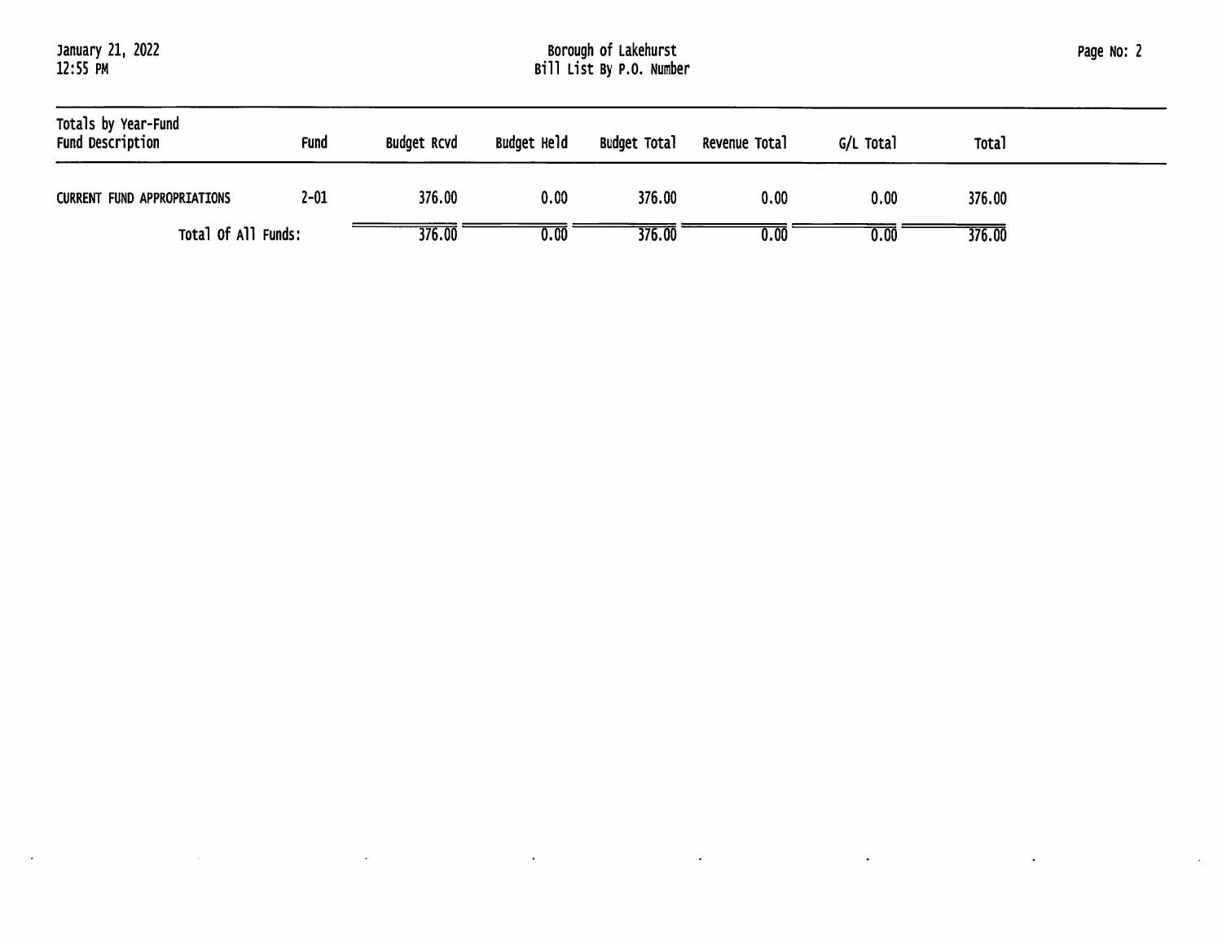| Totals by Year-Fund Fund Description | Fund | Budget Rcvd | Budget Held | Budget Total | Revenue Total | G/L Total | Total |
|---|---|---|---|---|---|---|---|
| CURRENT FUND APPROPRIATIONS | 2-01 | 376.00 | 0.00 | 376.00 | 0.00 | 0.00 | 376.00 |
| Total Of All Funds: | | 376.00 | 0.00 | 376.00 | 0.00 | 0.00 | 376.00 |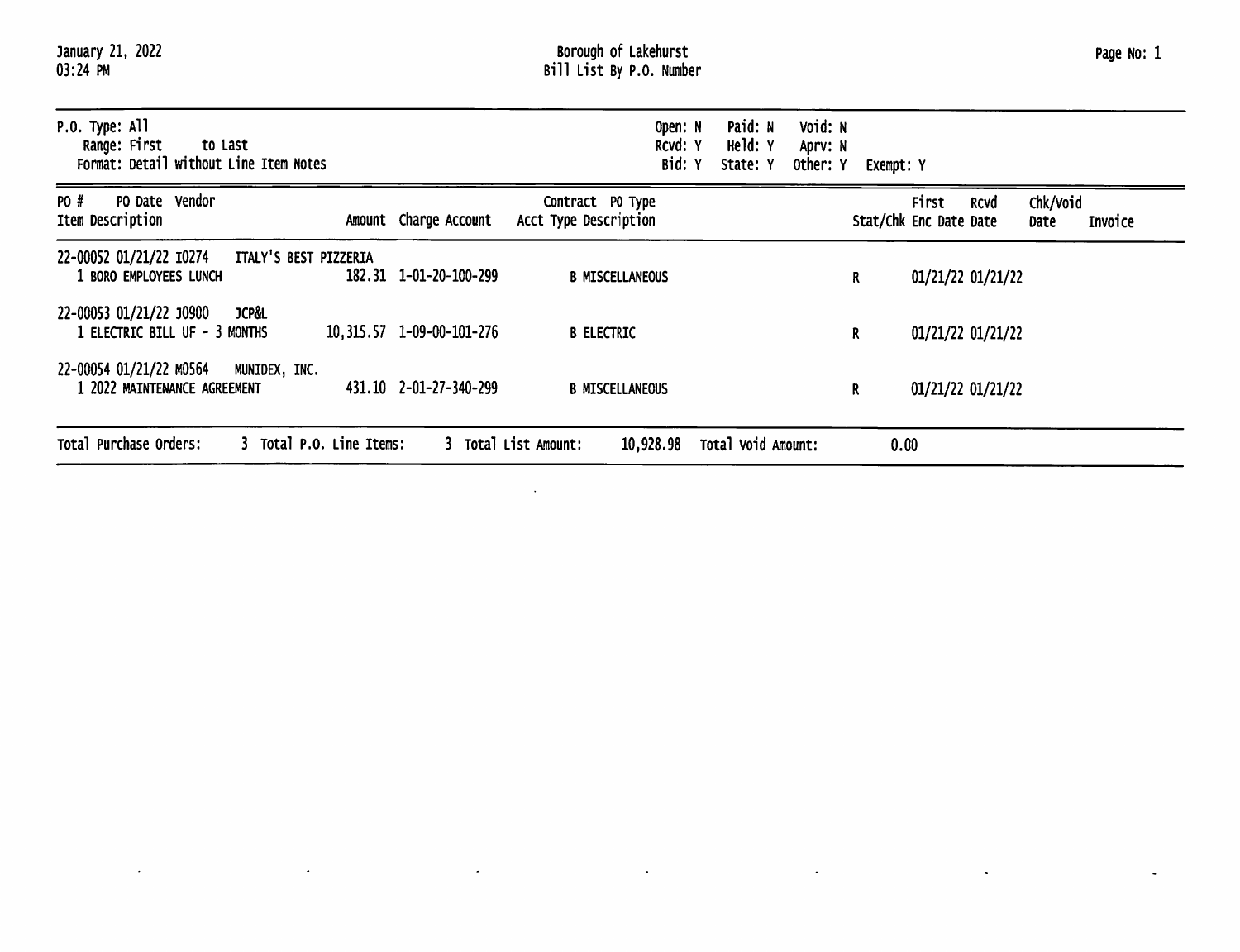January 21, 2022
03:24 PM

# Borough of Lakehurst
## Bill List By P.O. Number

P.O. Type: All
Range: First to Last
Format: Detail without Line Item Notes

Open: N Paid: N Void: N
Rcvd: Y Held: Y Aprv: N
Bid: Y State: Y Other: Y Exempt: Y

| PO # PO Date Vendor / Item Description | Amount | Charge Account | Contract PO Type / Acct Type Description | Stat/Chk | First Enc Date | Rcvd Date | Chk/Void Date | Invoice |
|---|---|---|---|---|---|---|---|---|
| 22-00052 01/21/22 I0274 ITALY'S BEST PIZZERIA | | | | | | | | |
| 1 BORO EMPLOYEES LUNCH | 182.31 | 1-01-20-100-299 | B MISCELLANEOUS | R | 01/21/22 | 01/21/22 | | |
| 22-00053 01/21/22 J0900 JCP&L | | | | | | | | |
| 1 ELECTRIC BILL UF - 3 MONTHS | 10,315.57 | 1-09-00-101-276 | B ELECTRIC | R | 01/21/22 | 01/21/22 | | |
| 22-00054 01/21/22 M0564 MUNIDEX, INC. | | | | | | | | |
| 1 2022 MAINTENANCE AGREEMENT | 431.10 | 2-01-27-340-299 | B MISCELLANEOUS | R | 01/21/22 | 01/21/22 | | |

Total Purchase Orders: 3 Total P.O. Line Items: 3 Total List Amount: 10,928.98 Total Void Amount: 0.00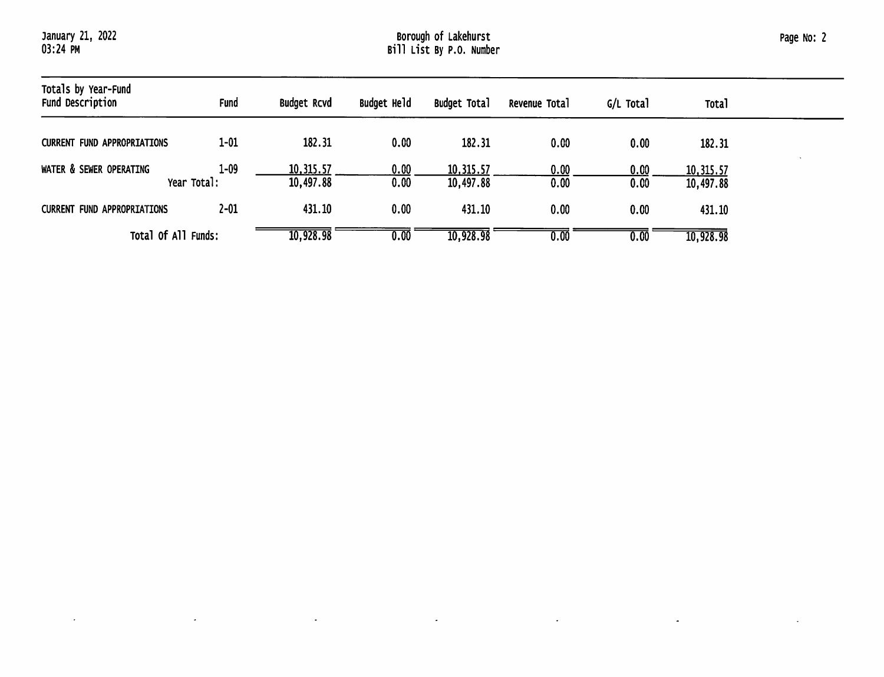| Totals by Year-Fund Fund Description | Fund | Budget Rcvd | Budget Held | Budget Total | Revenue Total | G/L Total | Total |
|---|---|---|---|---|---|---|---|
| CURRENT FUND APPROPRIATIONS | 1-01 | 182.31 | 0.00 | 182.31 | 0.00 | 0.00 | 182.31 |
| WATER & SEWER OPERATING | 1-09 | 10,315.57 | 0.00 | 10,315.57 | 0.00 | 0.00 | 10,315.57 |
| Year Total: | | 10,497.88 | 0.00 | 10,497.88 | 0.00 | 0.00 | 10,497.88 |
| CURRENT FUND APPROPRIATIONS | 2-01 | 431.10 | 0.00 | 431.10 | 0.00 | 0.00 | 431.10 |
| Total Of All Funds: | | 10,928.98 | 0.00 | 10,928.98 | 0.00 | 0.00 | 10,928.98 |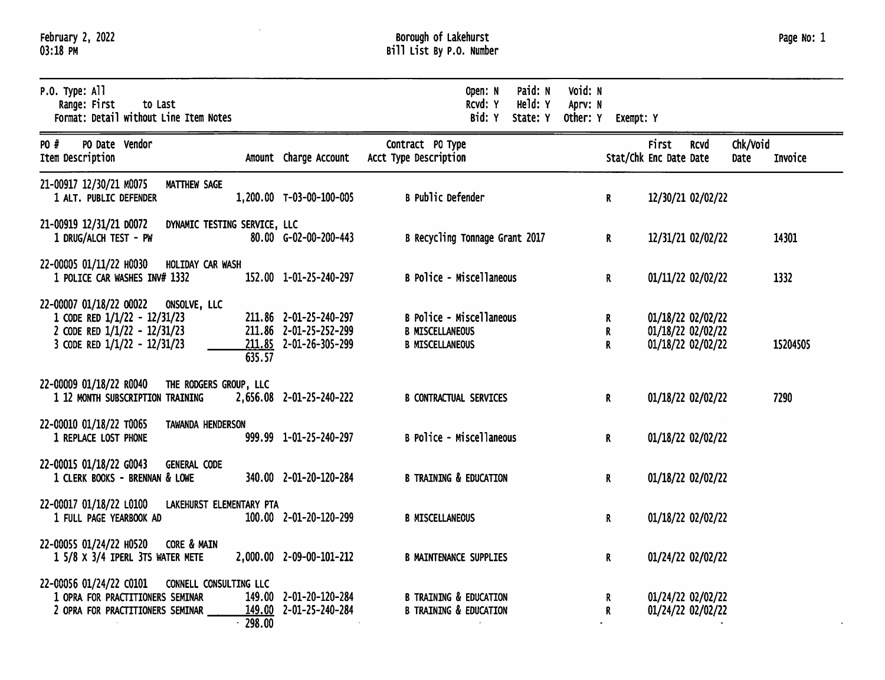February 2, 2022
03:18 PM

# Borough of Lakehurst
## Bill List By P.O. Number

P.O. Type: All
Range: First to Last
Format: Detail without Line Item Notes

Open: N Paid: N Void: N
Rcvd: Y Held: Y Aprv: N
Bid: Y State: Y Other: Y Exempt: Y

| PO # / Item Description | PO Date | Vendor | Amount | Charge Account | Contract PO Type / Acct Type Description | Stat/Chk | First Enc Date | Rcvd Date | Chk/Void Date | Invoice |
|---|---|---|---|---|---|---|---|---|---|---|
| 21-00917 | 12/30/21 | M0075 MATTHEW SAGE | | | | | | | | |
| 1 ALT. PUBLIC DEFENDER | | | 1,200.00 | T-03-00-100-005 | B Public Defender | R | 12/30/21 | 02/02/22 | | |
| 21-00919 | 12/31/21 | D0072 DYNAMIC TESTING SERVICE, LLC | | | | | | | | |
| 1 DRUG/ALCH TEST - PW | | | 80.00 | G-02-00-200-443 | B Recycling Tonnage Grant 2017 | R | 12/31/21 | 02/02/22 | | 14301 |
| 22-00005 | 01/11/22 | H0030 HOLIDAY CAR WASH | | | | | | | | |
| 1 POLICE CAR WASHES INV# 1332 | | | 152.00 | 1-01-25-240-297 | B Police - Miscellaneous | R | 01/11/22 | 02/02/22 | | 1332 |
| 22-00007 | 01/18/22 | O0022 ONSOLVE, LLC | | | | | | | | |
| 1 CODE RED 1/1/22 - 12/31/23 | | | 211.86 | 2-01-25-240-297 | B Police - Miscellaneous | R | 01/18/22 | 02/02/22 | | |
| 2 CODE RED 1/1/22 - 12/31/23 | | | 211.86 | 2-01-25-252-299 | B MISCELLANEOUS | R | 01/18/22 | 02/02/22 | | |
| 3 CODE RED 1/1/22 - 12/31/23 | | | 211.85 | 2-01-26-305-299 | B MISCELLANEOUS | R | 01/18/22 | 02/02/22 | | 15204505 |
| | | | 635.57 | | | | | | | |
| 22-00009 | 01/18/22 | R0040 THE RODGERS GROUP, LLC | | | | | | | | |
| 1 12 MONTH SUBSCRIPTION TRAINING | | | 2,656.08 | 2-01-25-240-222 | B CONTRACTUAL SERVICES | R | 01/18/22 | 02/02/22 | | 7290 |
| 22-00010 | 01/18/22 | T0065 TAWANDA HENDERSON | | | | | | | | |
| 1 REPLACE LOST PHONE | | | 999.99 | 1-01-25-240-297 | B Police - Miscellaneous | R | 01/18/22 | 02/02/22 | | |
| 22-00015 | 01/18/22 | G0043 GENERAL CODE | | | | | | | | |
| 1 CLERK BOOKS - BRENNAN & LOWE | | | 340.00 | 2-01-20-120-284 | B TRAINING & EDUCATION | R | 01/18/22 | 02/02/22 | | |
| 22-00017 | 01/18/22 | L0100 LAKEHURST ELEMENTARY PTA | | | | | | | | |
| 1 FULL PAGE YEARBOOK AD | | | 100.00 | 2-01-20-120-299 | B MISCELLANEOUS | R | 01/18/22 | 02/02/22 | | |
| 22-00055 | 01/24/22 | H0520 CORE & MAIN | | | | | | | | |
| 1 5/8 X 3/4 IPERL 3TS WATER METE | | | 2,000.00 | 2-09-00-101-212 | B MAINTENANCE SUPPLIES | R | 01/24/22 | 02/02/22 | | |
| 22-00056 | 01/24/22 | C0101 CONNELL CONSULTING LLC | | | | | | | | |
| 1 OPRA FOR PRACTITIONERS SEMINAR | | | 149.00 | 2-01-20-120-284 | B TRAINING & EDUCATION | R | 01/24/22 | 02/02/22 | | |
| 2 OPRA FOR PRACTITIONERS SEMINAR | | | 149.00 | 2-01-25-240-284 | B TRAINING & EDUCATION | R | 01/24/22 | 02/02/22 | | |
| | | | 298.00 | | | | | | | |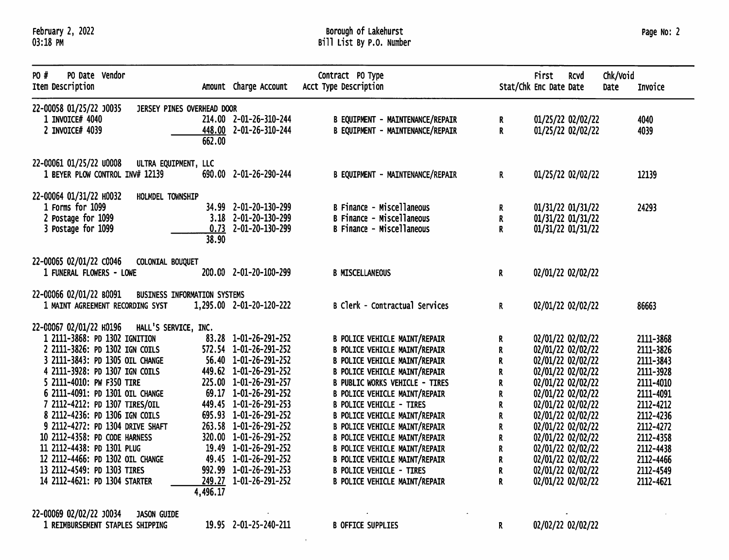Borough of Lakehurst
Bill List By P.O. Number

| PO # PO Date Vendor / Item Description | Amount | Charge Account | Contract Acct | PO Type Description | Stat/Chk | First Enc Date | Rcvd Date | Chk/Void Date | Invoice |
|---|---|---|---|---|---|---|---|---|---|
| **22-00058 01/25/22 J0035 JERSEY PINES OVERHEAD DOOR** | | | | | | | | | |
| 1 INVOICE# 4040 | 214.00 | 2-01-26-310-244 | B | EQUIPMENT - MAINTENANCE/REPAIR | R | 01/25/22 | 02/02/22 | | 4040 |
| 2 INVOICE# 4039 | 448.00 | 2-01-26-310-244 | B | EQUIPMENT - MAINTENANCE/REPAIR | R | 01/25/22 | 02/02/22 | | 4039 |
| | 662.00 | | | | | | | | |
| **22-00061 01/25/22 U0008 ULTRA EQUIPMENT, LLC** | | | | | | | | | |
| 1 BEYER PLOW CONTROL INV# 12139 | 690.00 | 2-01-26-290-244 | B | EQUIPMENT - MAINTENANCE/REPAIR | R | 01/25/22 | 02/02/22 | | 12139 |
| **22-00064 01/31/22 H0032 HOLMDEL TOWNSHIP** | | | | | | | | | |
| 1 Forms for 1099 | 34.99 | 2-01-20-130-299 | B | Finance - Miscellaneous | R | 01/31/22 | 01/31/22 | | 24293 |
| 2 Postage for 1099 | 3.18 | 2-01-20-130-299 | B | Finance - Miscellaneous | R | 01/31/22 | 01/31/22 | | |
| 3 Postage for 1099 | 0.73 | 2-01-20-130-299 | B | Finance - Miscellaneous | R | 01/31/22 | 01/31/22 | | |
| | 38.90 | | | | | | | | |
| **22-00065 02/01/22 C0046 COLONIAL BOUQUET** | | | | | | | | | |
| 1 FUNERAL FLOWERS - LOWE | 200.00 | 2-01-20-100-299 | B | MISCELLANEOUS | R | 02/01/22 | 02/02/22 | | |
| **22-00066 02/01/22 B0091 BUSINESS INFORMATION SYSTEMS** | | | | | | | | | |
| 1 MAINT AGREEMENT RECORDING SYST | 1,295.00 | 2-01-20-120-222 | B | Clerk - Contractual Services | R | 02/01/22 | 02/02/22 | | 86663 |
| **22-00067 02/01/22 H0196 HALL'S SERVICE, INC.** | | | | | | | | | |
| 1 2111-3868: PD 1302 IGNITION | 83.28 | 1-01-26-291-252 | B | POLICE VEHICLE MAINT/REPAIR | R | 02/01/22 | 02/02/22 | | 2111-3868 |
| 2 2111-3826: PD 1302 IGN COILS | 572.54 | 1-01-26-291-252 | B | POLICE VEHICLE MAINT/REPAIR | R | 02/01/22 | 02/02/22 | | 2111-3826 |
| 3 2111-3843: PD 1305 OIL CHANGE | 56.40 | 1-01-26-291-252 | B | POLICE VEHICLE MAINT/REPAIR | R | 02/01/22 | 02/02/22 | | 2111-3843 |
| 4 2111-3928: PD 1307 IGN COILS | 449.62 | 1-01-26-291-252 | B | POLICE VEHICLE MAINT/REPAIR | R | 02/01/22 | 02/02/22 | | 2111-3928 |
| 5 2111-4010: PW F350 TIRE | 225.00 | 1-01-26-291-257 | B | PUBLIC WORKS VEHICLE - TIRES | R | 02/01/22 | 02/02/22 | | 2111-4010 |
| 6 2111-4091: PD 1301 OIL CHANGE | 69.17 | 1-01-26-291-252 | B | POLICE VEHICLE MAINT/REPAIR | R | 02/01/22 | 02/02/22 | | 2111-4091 |
| 7 2112-4212: PD 1307 TIRES/OIL | 449.45 | 1-01-26-291-253 | B | POLICE VEHICLE - TIRES | R | 02/01/22 | 02/02/22 | | 2112-4212 |
| 8 2112-4236: PD 1306 IGN COILS | 695.93 | 1-01-26-291-252 | B | POLICE VEHICLE MAINT/REPAIR | R | 02/01/22 | 02/02/22 | | 2112-4236 |
| 9 2112-4272: PD 1304 DRIVE SHAFT | 263.58 | 1-01-26-291-252 | B | POLICE VEHICLE MAINT/REPAIR | R | 02/01/22 | 02/02/22 | | 2112-4272 |
| 10 2112-4358: PD CODE HARNESS | 320.00 | 1-01-26-291-252 | B | POLICE VEHICLE MAINT/REPAIR | R | 02/01/22 | 02/02/22 | | 2112-4358 |
| 11 2112-4438: PD 1301 PLUG | 19.49 | 1-01-26-291-252 | B | POLICE VEHICLE MAINT/REPAIR | R | 02/01/22 | 02/02/22 | | 2112-4438 |
| 12 2112-4466: PD 1302 OIL CHANGE | 49.45 | 1-01-26-291-252 | B | POLICE VEHICLE MAINT/REPAIR | R | 02/01/22 | 02/02/22 | | 2112-4466 |
| 13 2112-4549: PD 1303 TIRES | 992.99 | 1-01-26-291-253 | B | POLICE VEHICLE - TIRES | R | 02/01/22 | 02/02/22 | | 2112-4549 |
| 14 2112-4621: PD 1304 STARTER | 249.27 | 1-01-26-291-252 | B | POLICE VEHICLE MAINT/REPAIR | R | 02/01/22 | 02/02/22 | | 2112-4621 |
| | 4,496.17 | | | | | | | | |
| **22-00069 02/02/22 J0034 JASON GUIDE** | | | | | | | | | |
| 1 REIMBURSEMENT STAPLES SHIPPING | 19.95 | 2-01-25-240-211 | B | OFFICE SUPPLIES | R | 02/02/22 | 02/02/22 | | |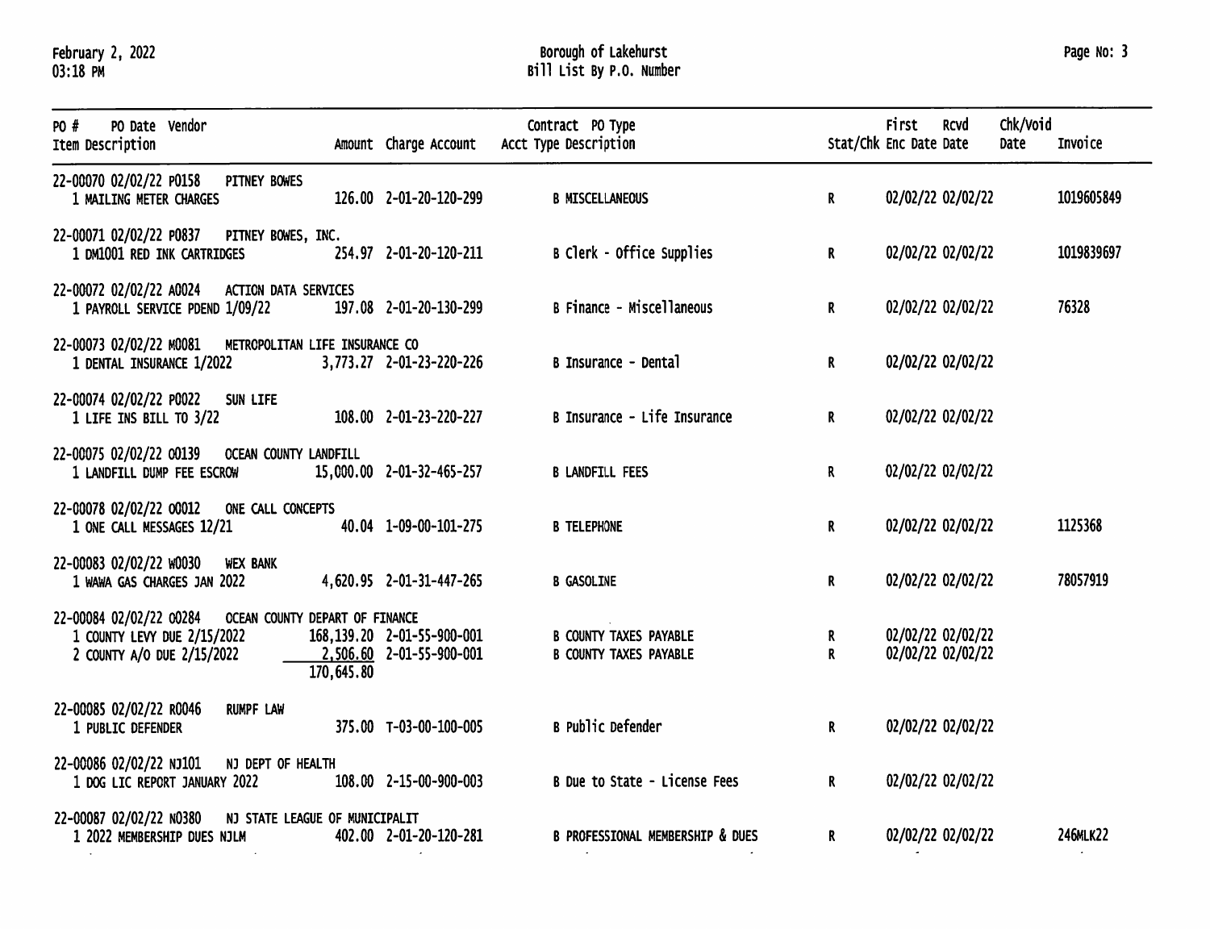Borough of Lakehurst
Bill List By P.O. Number

February 2, 2022
03:18 PM

| PO # PO Date Vendor / Item Description | Amount | Charge Account | Contract PO Type Acct Type Description | Stat/Chk | First Enc Date | Rcvd Date | Chk/Void Date | Invoice |
|---|---|---|---|---|---|---|---|---|
| 22-00070 02/02/22 P0158 PITNEY BOWES | | | | | | | | |
| 1 MAILING METER CHARGES | 126.00 | 2-01-20-120-299 | B MISCELLANEOUS | R | 02/02/22 | 02/02/22 | | 1019605849 |
| 22-00071 02/02/22 P0837 PITNEY BOWES, INC. | | | | | | | | |
| 1 DM1001 RED INK CARTRIDGES | 254.97 | 2-01-20-120-211 | B Clerk - Office Supplies | R | 02/02/22 | 02/02/22 | | 1019839697 |
| 22-00072 02/02/22 A0024 ACTION DATA SERVICES | | | | | | | | |
| 1 PAYROLL SERVICE PDEND 1/09/22 | 197.08 | 2-01-20-130-299 | B Finance - Miscellaneous | R | 02/02/22 | 02/02/22 | | 76328 |
| 22-00073 02/02/22 M0081 METROPOLITAN LIFE INSURANCE CO | | | | | | | | |
| 1 DENTAL INSURANCE 1/2022 | 3,773.27 | 2-01-23-220-226 | B Insurance - Dental | R | 02/02/22 | 02/02/22 | | |
| 22-00074 02/02/22 P0022 SUN LIFE | | | | | | | | |
| 1 LIFE INS BILL TO 3/22 | 108.00 | 2-01-23-220-227 | B Insurance - Life Insurance | R | 02/02/22 | 02/02/22 | | |
| 22-00075 02/02/22 O0139 OCEAN COUNTY LANDFILL | | | | | | | | |
| 1 LANDFILL DUMP FEE ESCROW | 15,000.00 | 2-01-32-465-257 | B LANDFILL FEES | R | 02/02/22 | 02/02/22 | | |
| 22-00078 02/02/22 O0012 ONE CALL CONCEPTS | | | | | | | | |
| 1 ONE CALL MESSAGES 12/21 | 40.04 | 1-09-00-101-275 | B TELEPHONE | R | 02/02/22 | 02/02/22 | | 1125368 |
| 22-00083 02/02/22 W0030 WEX BANK | | | | | | | | |
| 1 WAWA GAS CHARGES JAN 2022 | 4,620.95 | 2-01-31-447-265 | B GASOLINE | R | 02/02/22 | 02/02/22 | | 78057919 |
| 22-00084 02/02/22 O0284 OCEAN COUNTY DEPART OF FINANCE | | | | | | | | |
| 1 COUNTY LEVY DUE 2/15/2022 | 168,139.20 | 2-01-55-900-001 | B COUNTY TAXES PAYABLE | R | 02/02/22 | 02/02/22 | | |
| 2 COUNTY A/O DUE 2/15/2022 | 2,506.60 | 2-01-55-900-001 | B COUNTY TAXES PAYABLE | R | 02/02/22 | 02/02/22 | | |
| | 170,645.80 | | | | | | | |
| 22-00085 02/02/22 R0046 RUMPF LAW | | | | | | | | |
| 1 PUBLIC DEFENDER | 375.00 | T-03-00-100-005 | B Public Defender | R | 02/02/22 | 02/02/22 | | |
| 22-00086 02/02/22 NJ101 NJ DEPT OF HEALTH | | | | | | | | |
| 1 DOG LIC REPORT JANUARY 2022 | 108.00 | 2-15-00-900-003 | B Due to State - License Fees | R | 02/02/22 | 02/02/22 | | |
| 22-00087 02/02/22 N0380 NJ STATE LEAGUE OF MUNICIPALIT | | | | | | | | |
| 1 2022 MEMBERSHIP DUES NJLM | 402.00 | 2-01-20-120-281 | B PROFESSIONAL MEMBERSHIP & DUES | R | 02/02/22 | 02/02/22 | | 246MLK22 |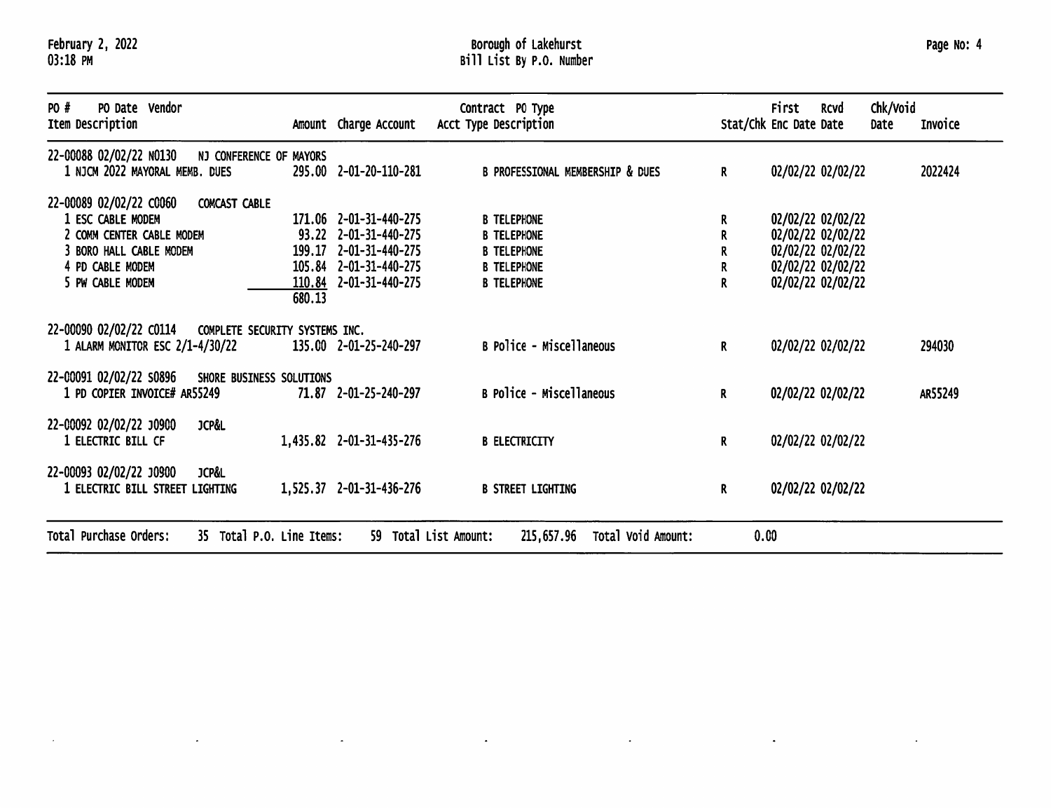February 2, 2022
03:18 PM

Borough of Lakehurst
Bill List By P.O. Number

Page No: 4

| PO # PO Date Vendor<br>Item Description | Amount | Charge Account | Contract PO Type<br>Acct Type Description | Stat/Chk | First Enc Date | Rcvd Date | Chk/Void Date | Invoice |
|---|---|---|---|---|---|---|---|---|
| 22-00088 02/02/22 N0130 NJ CONFERENCE OF MAYORS | | | | | | | | |
| 1 NJCM 2022 MAYORAL MEMB. DUES | 295.00 | 2-01-20-110-281 | B PROFESSIONAL MEMBERSHIP & DUES | R | 02/02/22 | 02/02/22 | | 2022424 |
| 22-00089 02/02/22 C0060 COMCAST CABLE | | | | | | | | |
| 1 ESC CABLE MODEM | 171.06 | 2-01-31-440-275 | B TELEPHONE | R | 02/02/22 | 02/02/22 | | |
| 2 COMM CENTER CABLE MODEM | 93.22 | 2-01-31-440-275 | B TELEPHONE | R | 02/02/22 | 02/02/22 | | |
| 3 BORO HALL CABLE MODEM | 199.17 | 2-01-31-440-275 | B TELEPHONE | R | 02/02/22 | 02/02/22 | | |
| 4 PD CABLE MODEM | 105.84 | 2-01-31-440-275 | B TELEPHONE | R | 02/02/22 | 02/02/22 | | |
| 5 PW CABLE MODEM | 110.84 | 2-01-31-440-275 | B TELEPHONE | R | 02/02/22 | 02/02/22 | | |
| | 680.13 | | | | | | | |
| 22-00090 02/02/22 C0114 COMPLETE SECURITY SYSTEMS INC. | | | | | | | | |
| 1 ALARM MONITOR ESC 2/1-4/30/22 | 135.00 | 2-01-25-240-297 | B Police - Miscellaneous | R | 02/02/22 | 02/02/22 | | 294030 |
| 22-00091 02/02/22 S0896 SHORE BUSINESS SOLUTIONS | | | | | | | | |
| 1 PD COPIER INVOICE# AR55249 | 71.87 | 2-01-25-240-297 | B Police - Miscellaneous | R | 02/02/22 | 02/02/22 | | AR55249 |
| 22-00092 02/02/22 J0900 JCP&L | | | | | | | | |
| 1 ELECTRIC BILL CF | 1,435.82 | 2-01-31-435-276 | B ELECTRICITY | R | 02/02/22 | 02/02/22 | | |
| 22-00093 02/02/22 J0900 JCP&L | | | | | | | | |
| 1 ELECTRIC BILL STREET LIGHTING | 1,525.37 | 2-01-31-436-276 | B STREET LIGHTING | R | 02/02/22 | 02/02/22 | | |

Total Purchase Orders: 35 Total P.O. Line Items: 59 Total List Amount: 215,657.96 Total Void Amount: 0.00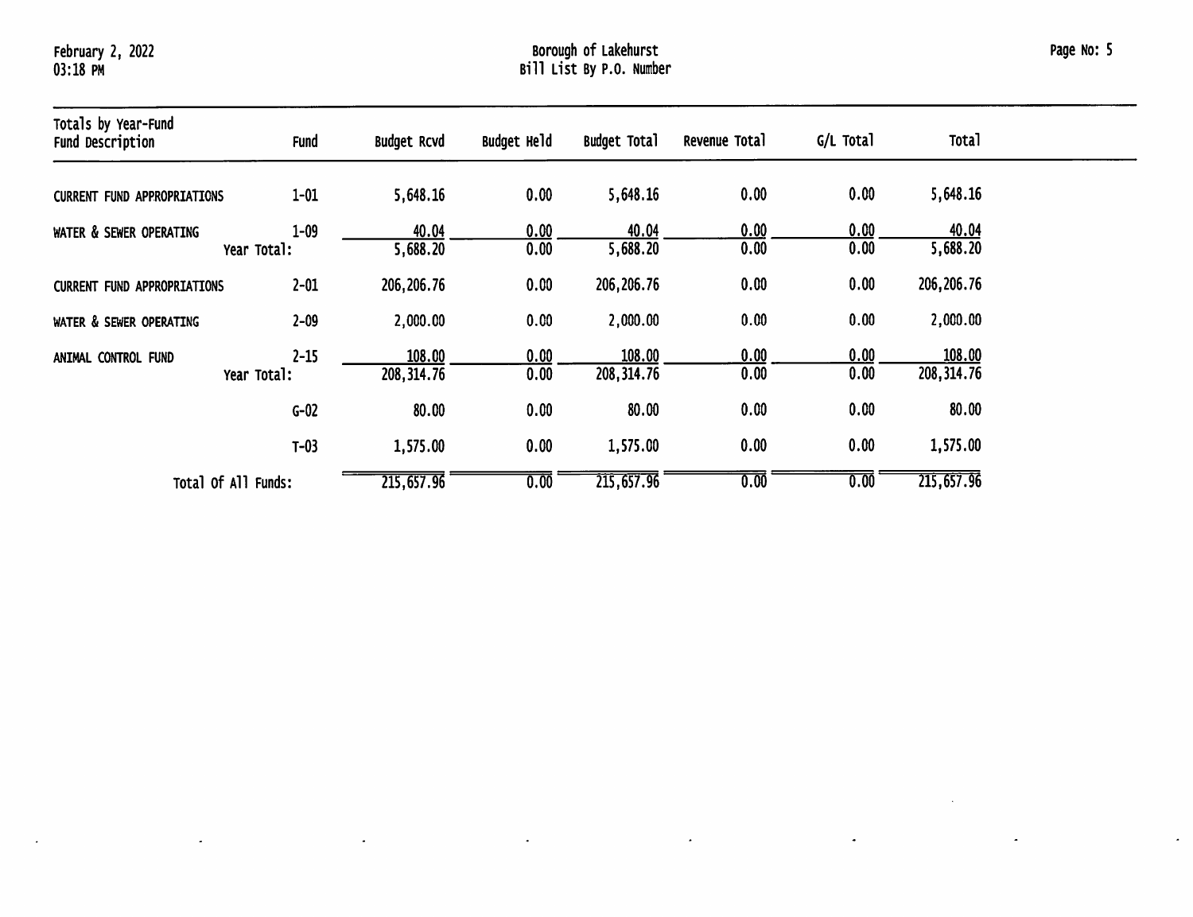| Totals by Year-Fund Fund Description | Fund | Budget Rcvd | Budget Held | Budget Total | Revenue Total | G/L Total | Total |
|---|---|---|---|---|---|---|---|
| CURRENT FUND APPROPRIATIONS | 1-01 | 5,648.16 | 0.00 | 5,648.16 | 0.00 | 0.00 | 5,648.16 |
| WATER & SEWER OPERATING | 1-09 | 40.04 | 0.00 | 40.04 | 0.00 | 0.00 | 40.04 |
| Year Total: | | 5,688.20 | 0.00 | 5,688.20 | 0.00 | 0.00 | 5,688.20 |
| CURRENT FUND APPROPRIATIONS | 2-01 | 206,206.76 | 0.00 | 206,206.76 | 0.00 | 0.00 | 206,206.76 |
| WATER & SEWER OPERATING | 2-09 | 2,000.00 | 0.00 | 2,000.00 | 0.00 | 0.00 | 2,000.00 |
| ANIMAL CONTROL FUND | 2-15 | 108.00 | 0.00 | 108.00 | 0.00 | 0.00 | 108.00 |
| Year Total: | | 208,314.76 | 0.00 | 208,314.76 | 0.00 | 0.00 | 208,314.76 |
| | G-02 | 80.00 | 0.00 | 80.00 | 0.00 | 0.00 | 80.00 |
| | T-03 | 1,575.00 | 0.00 | 1,575.00 | 0.00 | 0.00 | 1,575.00 |
| Total Of All Funds: | | 215,657.96 | 0.00 | 215,657.96 | 0.00 | 0.00 | 215,657.96 |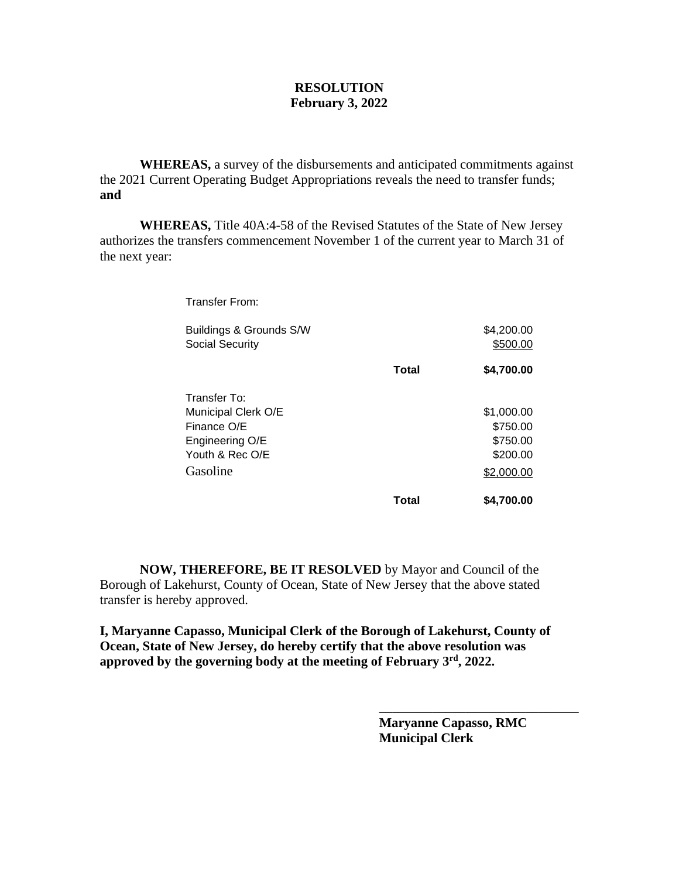**RESOLUTION**
**February 3, 2022**

**WHEREAS,** a survey of the disbursements and anticipated commitments against the 2021 Current Operating Budget Appropriations reveals the need to transfer funds; **and**

**WHEREAS,** Title 40A:4-58 of the Revised Statutes of the State of New Jersey authorizes the transfers commencement November 1 of the current year to March 31 of the next year:

| | | |
|---|---|---|
| Transfer From: | | |
| Buildings & Grounds S/W | | $4,200.00 |
| Social Security | | $500.00 |
| | **Total** | **$4,700.00** |
| Transfer To: | | |
| Municipal Clerk O/E | | $1,000.00 |
| Finance O/E | | $750.00 |
| Engineering O/E | | $750.00 |
| Youth & Rec O/E | | $200.00 |
| Gasoline | | $2,000.00 |
| | **Total** | **$4,700.00** |

**NOW, THEREFORE, BE IT RESOLVED** by Mayor and Council of the Borough of Lakehurst, County of Ocean, State of New Jersey that the above stated transfer is hereby approved.

**I, Maryanne Capasso, Municipal Clerk of the Borough of Lakehurst, County of Ocean, State of New Jersey, do hereby certify that the above resolution was approved by the governing body at the meeting of February 3rd, 2022.**

\_\_\_\_\_\_\_\_\_\_\_\_\_\_\_\_\_\_\_\_\_\_\_\_\_\_\_\_\_\_\_\_
**Maryanne Capasso, RMC**
**Municipal Clerk**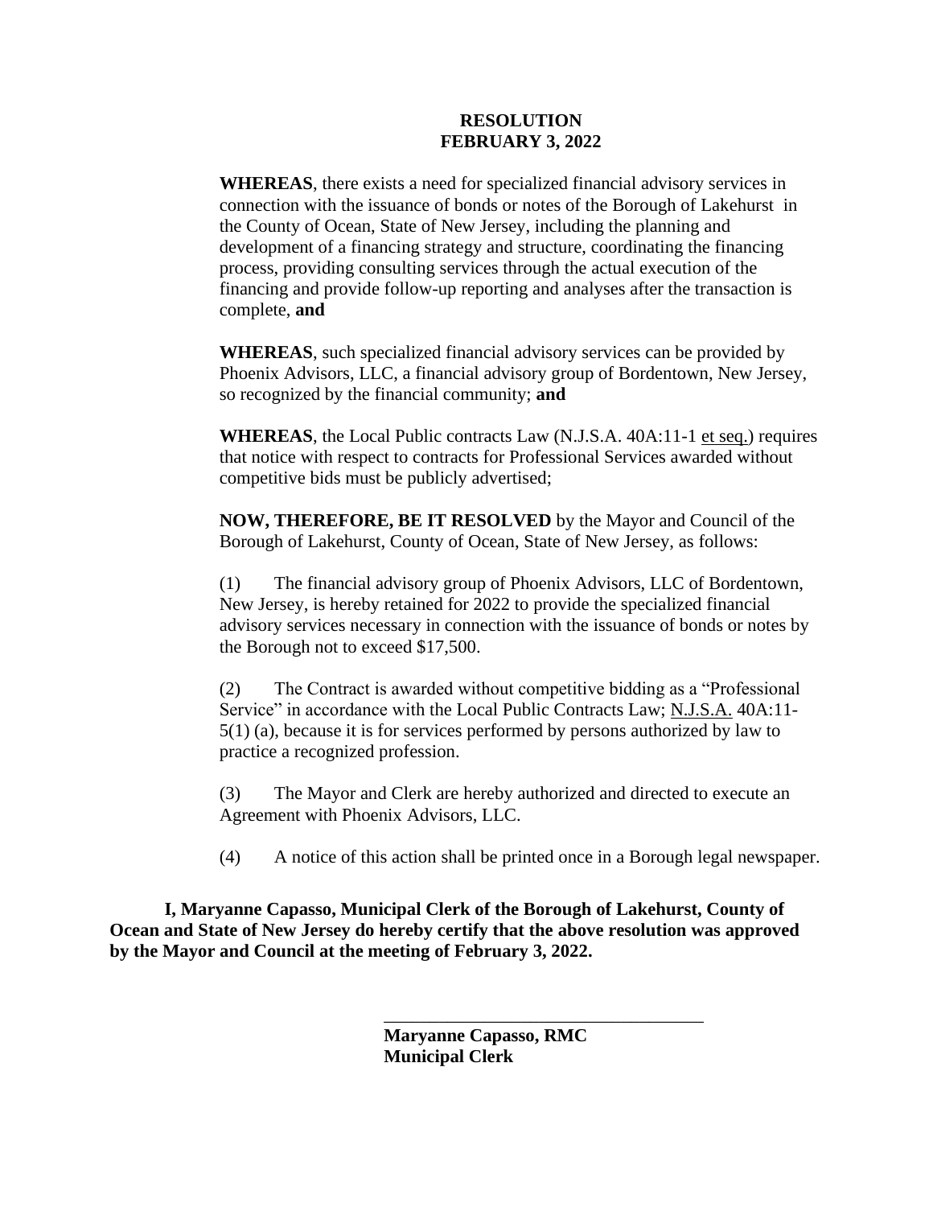**RESOLUTION**
**FEBRUARY 3, 2022**

**WHEREAS**, there exists a need for specialized financial advisory services in connection with the issuance of bonds or notes of the Borough of Lakehurst in the County of Ocean, State of New Jersey, including the planning and development of a financing strategy and structure, coordinating the financing process, providing consulting services through the actual execution of the financing and provide follow-up reporting and analyses after the transaction is complete, **and**

**WHEREAS**, such specialized financial advisory services can be provided by Phoenix Advisors, LLC, a financial advisory group of Bordentown, New Jersey, so recognized by the financial community; **and**

**WHEREAS**, the Local Public contracts Law (N.J.S.A. 40A:11-1 et seq.) requires that notice with respect to contracts for Professional Services awarded without competitive bids must be publicly advertised;

**NOW, THEREFORE, BE IT RESOLVED** by the Mayor and Council of the Borough of Lakehurst, County of Ocean, State of New Jersey, as follows:

(1) The financial advisory group of Phoenix Advisors, LLC of Bordentown, New Jersey, is hereby retained for 2022 to provide the specialized financial advisory services necessary in connection with the issuance of bonds or notes by the Borough not to exceed $17,500.

(2) The Contract is awarded without competitive bidding as a "Professional Service" in accordance with the Local Public Contracts Law; N.J.S.A. 40A:11-5(1) (a), because it is for services performed by persons authorized by law to practice a recognized profession.

(3) The Mayor and Clerk are hereby authorized and directed to execute an Agreement with Phoenix Advisors, LLC.

(4) A notice of this action shall be printed once in a Borough legal newspaper.

**I, Maryanne Capasso, Municipal Clerk of the Borough of Lakehurst, County of Ocean and State of New Jersey do hereby certify that the above resolution was approved by the Mayor and Council at the meeting of February 3, 2022.**

\_\_\_\_\_\_\_\_\_\_\_\_\_\_\_\_\_\_\_\_\_\_\_\_\_\_\_\_\_\_\_\_\_\_\_\_

**Maryanne Capasso, RMC**
**Municipal Clerk**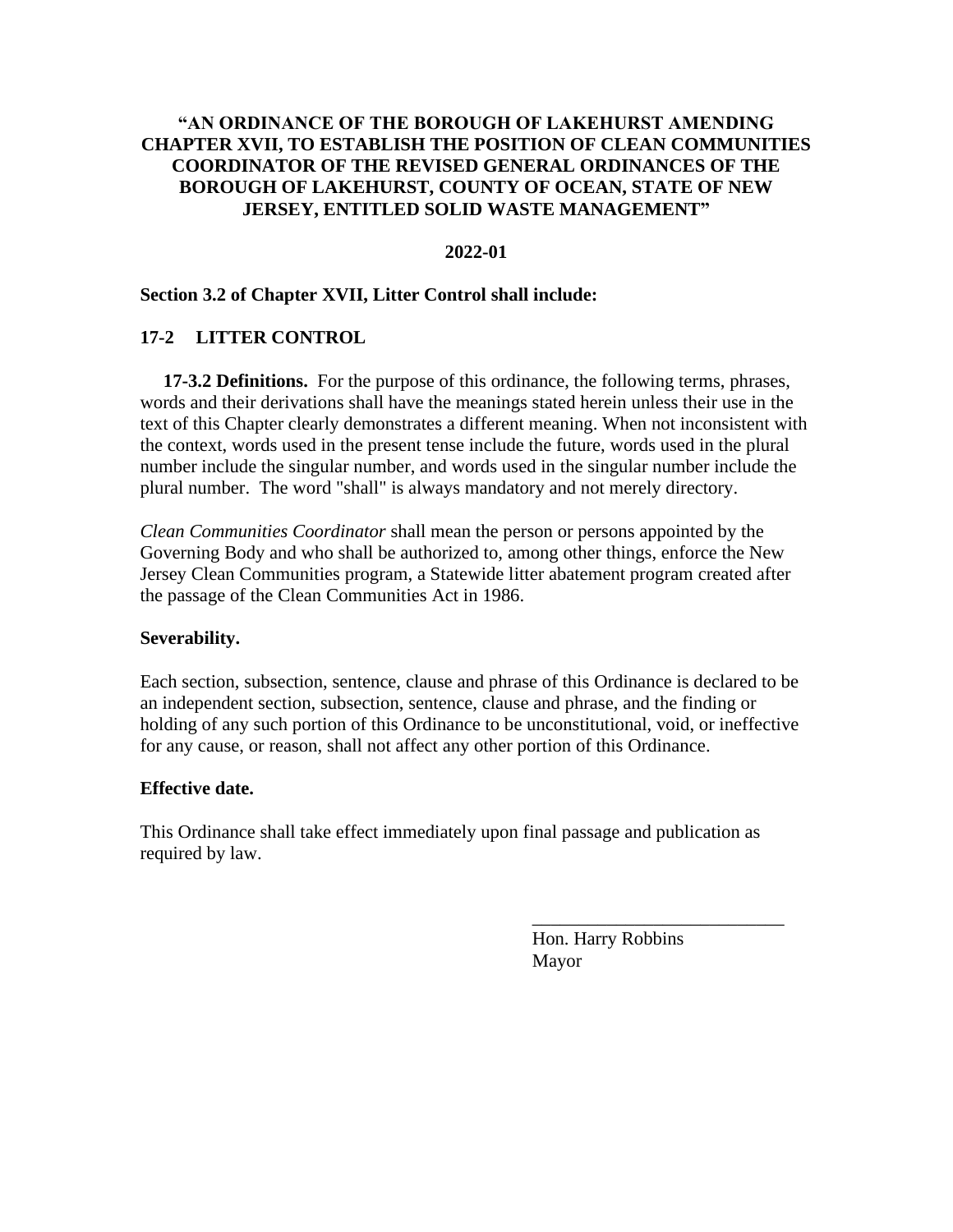**"AN ORDINANCE OF THE BOROUGH OF LAKEHURST AMENDING CHAPTER XVII, TO ESTABLISH THE POSITION OF CLEAN COMMUNITIES COORDINATOR OF THE REVISED GENERAL ORDINANCES OF THE BOROUGH OF LAKEHURST, COUNTY OF OCEAN, STATE OF NEW JERSEY, ENTITLED SOLID WASTE MANAGEMENT"**

**2022-01**

**Section 3.2 of Chapter XVII, Litter Control shall include:**

**17-2 LITTER CONTROL**

**17-3.2 Definitions.** For the purpose of this ordinance, the following terms, phrases, words and their derivations shall have the meanings stated herein unless their use in the text of this Chapter clearly demonstrates a different meaning. When not inconsistent with the context, words used in the present tense include the future, words used in the plural number include the singular number, and words used in the singular number include the plural number. The word "shall" is always mandatory and not merely directory.

*Clean Communities Coordinator* shall mean the person or persons appointed by the Governing Body and who shall be authorized to, among other things, enforce the New Jersey Clean Communities program, a Statewide litter abatement program created after the passage of the Clean Communities Act in 1986.

**Severability.**

Each section, subsection, sentence, clause and phrase of this Ordinance is declared to be an independent section, subsection, sentence, clause and phrase, and the finding or holding of any such portion of this Ordinance to be unconstitutional, void, or ineffective for any cause, or reason, shall not affect any other portion of this Ordinance.

**Effective date.**

This Ordinance shall take effect immediately upon final passage and publication as required by law.

\_\_\_\_\_\_\_\_\_\_\_\_\_\_\_\_\_\_\_\_\_\_\_\_\_\_\_\_

Hon. Harry Robbins
Mayor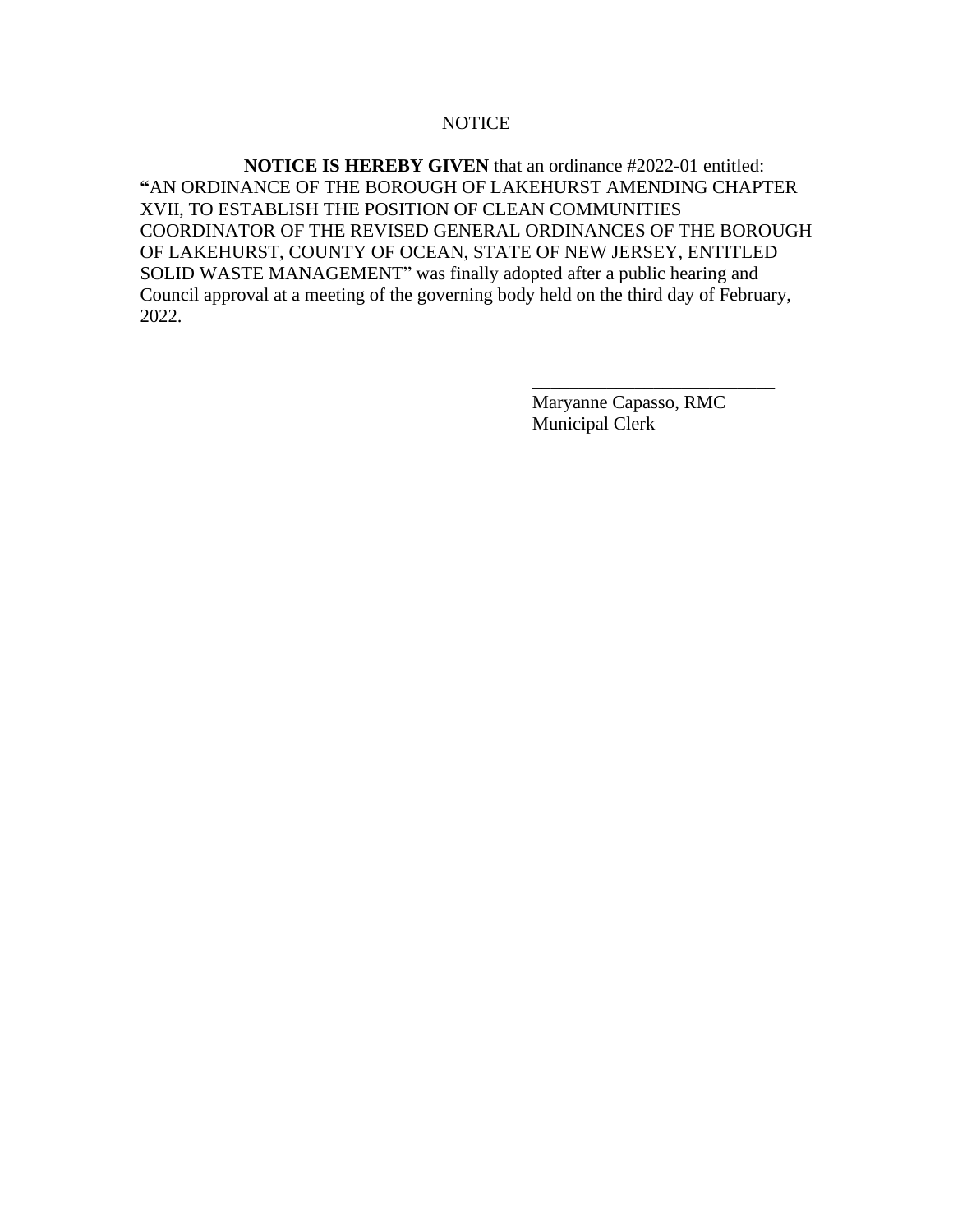NOTICE

**NOTICE IS HEREBY GIVEN** that an ordinance #2022-01 entitled: **"**AN ORDINANCE OF THE BOROUGH OF LAKEHURST AMENDING CHAPTER XVII, TO ESTABLISH THE POSITION OF CLEAN COMMUNITIES COORDINATOR OF THE REVISED GENERAL ORDINANCES OF THE BOROUGH OF LAKEHURST, COUNTY OF OCEAN, STATE OF NEW JERSEY, ENTITLED SOLID WASTE MANAGEMENT" was finally adopted after a public hearing and Council approval at a meeting of the governing body held on the third day of February, 2022.

\_\_\_\_\_\_\_\_\_\_\_\_\_\_\_\_\_\_\_\_\_\_\_\_\_\_
Maryanne Capasso, RMC
Municipal Clerk